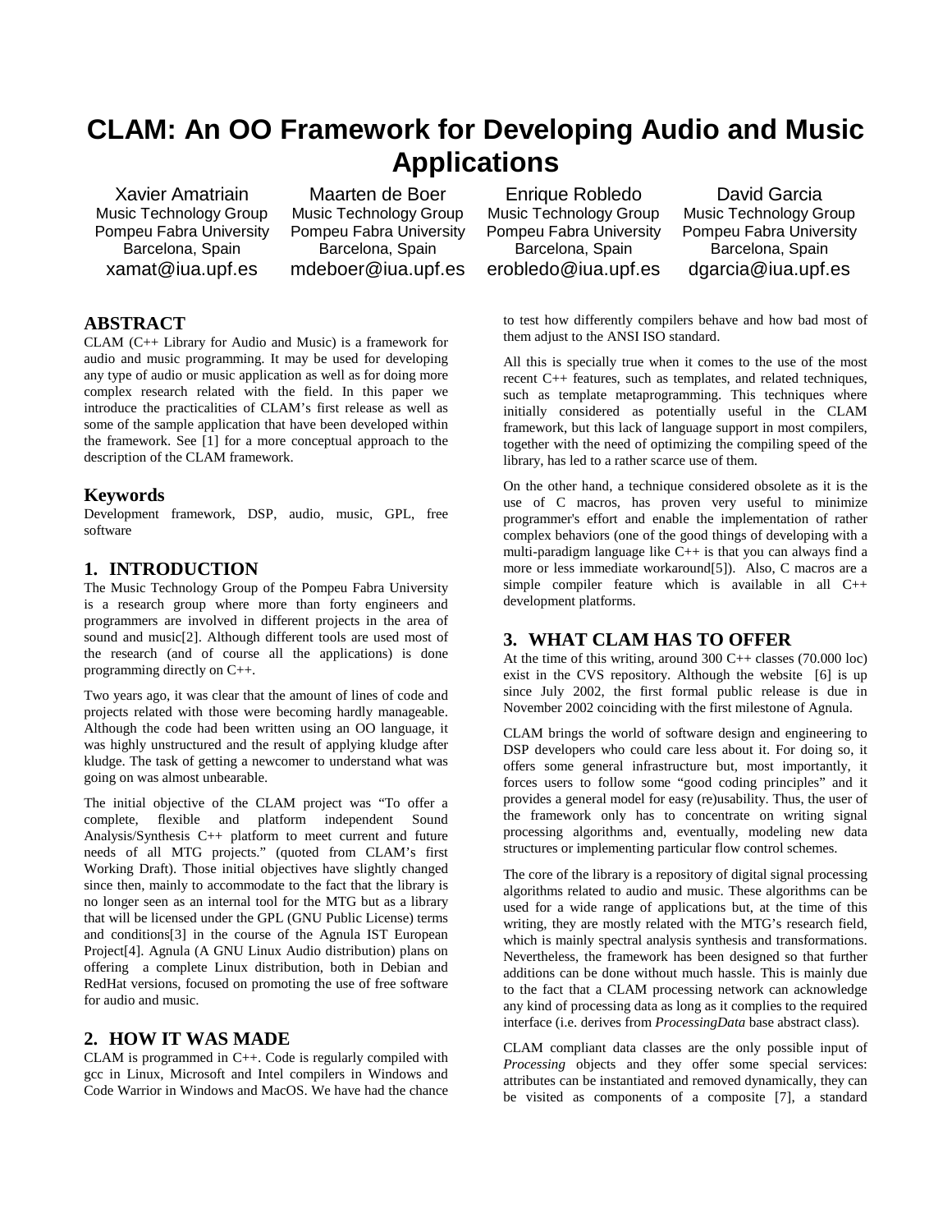# CLAM: An OO Framework for Developing Audio and Music Applications

Xavier Amatriain
Music Technology Group
Pompeu Fabra University
Barcelona, Spain
xamat@iua.upf.es

Maarten de Boer
Music Technology Group
Pompeu Fabra University
Barcelona, Spain
mdeboer@iua.upf.es

Enrique Robledo
Music Technology Group
Pompeu Fabra University
Barcelona, Spain
erobledo@iua.upf.es

David Garcia
Music Technology Group
Pompeu Fabra University
Barcelona, Spain
dgarcia@iua.upf.es

## ABSTRACT

CLAM (C++ Library for Audio and Music) is a framework for audio and music programming. It may be used for developing any type of audio or music application as well as for doing more complex research related with the field. In this paper we introduce the practicalities of CLAM's first release as well as some of the sample application that have been developed within the framework. See [1] for a more conceptual approach to the description of the CLAM framework.

## Keywords

Development framework, DSP, audio, music, GPL, free software

## 1. INTRODUCTION

The Music Technology Group of the Pompeu Fabra University is a research group where more than forty engineers and programmers are involved in different projects in the area of sound and music[2]. Although different tools are used most of the research (and of course all the applications) is done programming directly on C++.

Two years ago, it was clear that the amount of lines of code and projects related with those were becoming hardly manageable. Although the code had been written using an OO language, it was highly unstructured and the result of applying kludge after kludge. The task of getting a newcomer to understand what was going on was almost unbearable.

The initial objective of the CLAM project was "To offer a complete, flexible and platform independent Sound Analysis/Synthesis C++ platform to meet current and future needs of all MTG projects." (quoted from CLAM's first Working Draft). Those initial objectives have slightly changed since then, mainly to accommodate to the fact that the library is no longer seen as an internal tool for the MTG but as a library that will be licensed under the GPL (GNU Public License) terms and conditions[3] in the course of the Agnula IST European Project[4]. Agnula (A GNU Linux Audio distribution) plans on offering a complete Linux distribution, both in Debian and RedHat versions, focused on promoting the use of free software for audio and music.

## 2. HOW IT WAS MADE

CLAM is programmed in C++. Code is regularly compiled with gcc in Linux, Microsoft and Intel compilers in Windows and Code Warrior in Windows and MacOS. We have had the chance to test how differently compilers behave and how bad most of them adjust to the ANSI ISO standard.

All this is specially true when it comes to the use of the most recent C++ features, such as templates, and related techniques, such as template metaprogramming. This techniques where initially considered as potentially useful in the CLAM framework, but this lack of language support in most compilers, together with the need of optimizing the compiling speed of the library, has led to a rather scarce use of them.

On the other hand, a technique considered obsolete as it is the use of C macros, has proven very useful to minimize programmer's effort and enable the implementation of rather complex behaviors (one of the good things of developing with a multi-paradigm language like C++ is that you can always find a more or less immediate workaround[5]). Also, C macros are a simple compiler feature which is available in all C++ development platforms.

## 3. WHAT CLAM HAS TO OFFER

At the time of this writing, around 300 C++ classes (70.000 loc) exist in the CVS repository. Although the website [6] is up since July 2002, the first formal public release is due in November 2002 coinciding with the first milestone of Agnula.

CLAM brings the world of software design and engineering to DSP developers who could care less about it. For doing so, it offers some general infrastructure but, most importantly, it forces users to follow some "good coding principles" and it provides a general model for easy (re)usability. Thus, the user of the framework only has to concentrate on writing signal processing algorithms and, eventually, modeling new data structures or implementing particular flow control schemes.

The core of the library is a repository of digital signal processing algorithms related to audio and music. These algorithms can be used for a wide range of applications but, at the time of this writing, they are mostly related with the MTG's research field, which is mainly spectral analysis synthesis and transformations. Nevertheless, the framework has been designed so that further additions can be done without much hassle. This is mainly due to the fact that a CLAM processing network can acknowledge any kind of processing data as long as it complies to the required interface (i.e. derives from *ProcessingData* base abstract class).

CLAM compliant data classes are the only possible input of *Processing* objects and they offer some special services: attributes can be instantiated and removed dynamically, they can be visited as components of a composite [7], a standard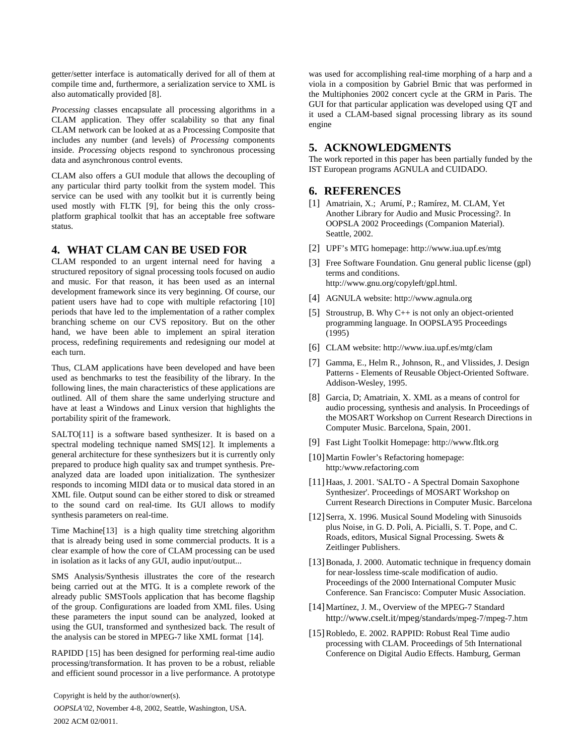getter/setter interface is automatically derived for all of them at compile time and, furthermore, a serialization service to XML is also automatically provided [8].

*Processing* classes encapsulate all processing algorithms in a CLAM application. They offer scalability so that any final CLAM network can be looked at as a Processing Composite that includes any number (and levels) of *Processing* components inside. *Processing* objects respond to synchronous processing data and asynchronous control events.

CLAM also offers a GUI module that allows the decoupling of any particular third party toolkit from the system model. This service can be used with any toolkit but it is currently being used mostly with FLTK [9], for being this the only cross-platform graphical toolkit that has an acceptable free software status.

## 4. WHAT CLAM CAN BE USED FOR

CLAM responded to an urgent internal need for having a structured repository of signal processing tools focused on audio and music. For that reason, it has been used as an internal development framework since its very beginning. Of course, our patient users have had to cope with multiple refactoring [10] periods that have led to the implementation of a rather complex branching scheme on our CVS repository. But on the other hand, we have been able to implement an spiral iteration process, redefining requirements and redesigning our model at each turn.

Thus, CLAM applications have been developed and have been used as benchmarks to test the feasibility of the library. In the following lines, the main characteristics of these applications are outlined. All of them share the same underlying structure and have at least a Windows and Linux version that highlights the portability spirit of the framework.

SALTO[11] is a software based synthesizer. It is based on a spectral modeling technique named SMS[12]. It implements a general architecture for these synthesizers but it is currently only prepared to produce high quality sax and trumpet synthesis. Pre-analyzed data are loaded upon initialization. The synthesizer responds to incoming MIDI data or to musical data stored in an XML file. Output sound can be either stored to disk or streamed to the sound card on real-time. Its GUI allows to modify synthesis parameters on real-time.

Time Machine[13] is a high quality time stretching algorithm that is already being used in some commercial products. It is a clear example of how the core of CLAM processing can be used in isolation as it lacks of any GUI, audio input/output...

SMS Analysis/Synthesis illustrates the core of the research being carried out at the MTG. It is a complete rework of the already public SMSTools application that has become flagship of the group. Configurations are loaded from XML files. Using these parameters the input sound can be analyzed, looked at using the GUI, transformed and synthesized back. The result of the analysis can be stored in MPEG-7 like XML format [14].

RAPIDD [15] has been designed for performing real-time audio processing/transformation. It has proven to be a robust, reliable and efficient sound processor in a live performance. A prototype was used for accomplishing real-time morphing of a harp and a viola in a composition by Gabriel Brnic that was performed in the Multiphonies 2002 concert cycle at the GRM in Paris. The GUI for that particular application was developed using QT and it used a CLAM-based signal processing library as its sound engine

## 5. ACKNOWLEDGMENTS

The work reported in this paper has been partially funded by the IST European programs AGNULA and CUIDADO.

## 6. REFERENCES

[1] Amatriain, X.; Arumí, P.; Ramírez, M. CLAM, Yet Another Library for Audio and Music Processing?. In OOPSLA 2002 Proceedings (Companion Material). Seattle, 2002.

[2] UPF's MTG homepage: http://www.iua.upf.es/mtg

[3] Free Software Foundation. Gnu general public license (gpl) terms and conditions. http://www.gnu.org/copyleft/gpl.html.

[4] AGNULA website: http://www.agnula.org

[5] Stroustrup, B. Why C++ is not only an object-oriented programming language. In OOPSLA'95 Proceedings (1995)

[6] CLAM website: http://www.iua.upf.es/mtg/clam

[7] Gamma, E., Helm R., Johnson, R., and Vlissides, J. Design Patterns - Elements of Reusable Object-Oriented Software. Addison-Wesley, 1995.

[8] Garcia, D; Amatriain, X. XML as a means of control for audio processing, synthesis and analysis. In Proceedings of the MOSART Workshop on Current Research Directions in Computer Music. Barcelona, Spain, 2001.

[9] Fast Light Toolkit Homepage: http://www.fltk.org

[10] Martin Fowler's Refactoring homepage: http:/www.refactoring.com

[11] Haas, J. 2001. 'SALTO - A Spectral Domain Saxophone Synthesizer'. Proceedings of MOSART Workshop on Current Research Directions in Computer Music. Barcelona

[12] Serra, X. 1996. Musical Sound Modeling with Sinusoids plus Noise, in G. D. Poli, A. Picialli, S. T. Pope, and C. Roads, editors, Musical Signal Processing. Swets & Zeitlinger Publishers.

[13] Bonada, J. 2000. Automatic technique in frequency domain for near-lossless time-scale modification of audio. Proceedings of the 2000 International Computer Music Conference. San Francisco: Computer Music Association.

[14] Martínez, J. M., Overview of the MPEG-7 Standard http://www.cselt.it/mpeg/standards/mpeg-7/mpeg-7.htm

[15] Robledo, E. 2002. RAPPID: Robust Real Time audio processing with CLAM. Proceedings of 5th International Conference on Digital Audio Effects. Hamburg, German

Copyright is held by the author/owner(s).

*OOPSLA'02*, November 4-8, 2002, Seattle, Washington, USA.

2002 ACM 02/0011.